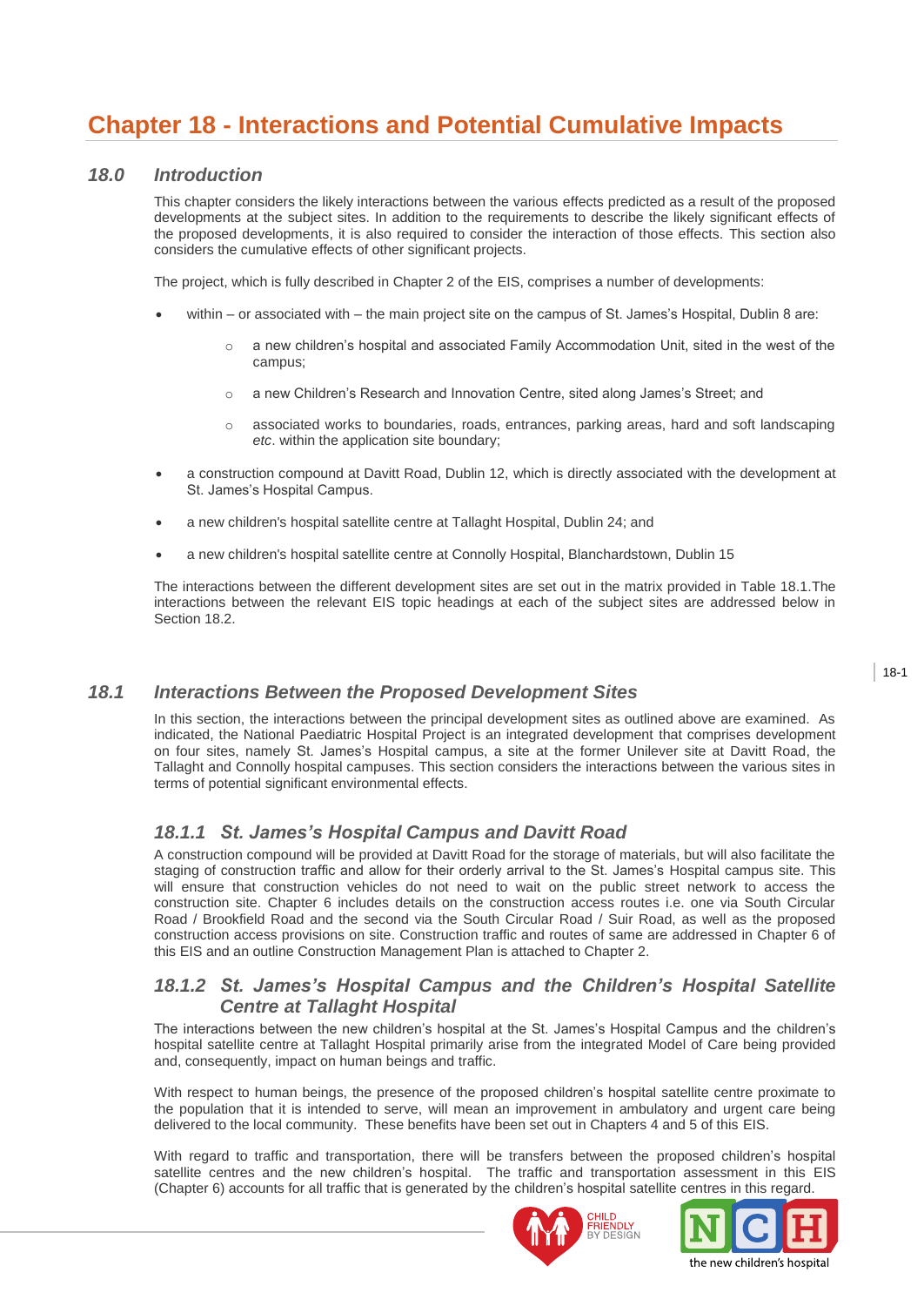# Chapter 18 - Interactions and Potential Cumulative Impacts

## 18.0 Introduction

This chapter considers the likely interactions between the various effects predicted as a result of the proposed developments at the subject sites. In addition to the requirements to describe the likely significant effects of the proposed developments, it is also required to consider the interaction of those effects. This section also considers the cumulative effects of other significant projects.

The project, which is fully described in Chapter 2 of the EIS, comprises a number of developments:

- within – or associated with – the main project site on the campus of St. James's Hospital, Dublin 8 are:
  - a new children's hospital and associated Family Accommodation Unit, sited in the west of the campus;
  - a new Children's Research and Innovation Centre, sited along James's Street; and
  - associated works to boundaries, roads, entrances, parking areas, hard and soft landscaping *etc*. within the application site boundary;
- a construction compound at Davitt Road, Dublin 12, which is directly associated with the development at St. James's Hospital Campus.
- a new children's hospital satellite centre at Tallaght Hospital, Dublin 24; and
- a new children's hospital satellite centre at Connolly Hospital, Blanchardstown, Dublin 15

The interactions between the different development sites are set out in the matrix provided in Table 18.1.The interactions between the relevant EIS topic headings at each of the subject sites are addressed below in Section 18.2.

## 18.1 Interactions Between the Proposed Development Sites

In this section, the interactions between the principal development sites as outlined above are examined. As indicated, the National Paediatric Hospital Project is an integrated development that comprises development on four sites, namely St. James's Hospital campus, a site at the former Unilever site at Davitt Road, the Tallaght and Connolly hospital campuses. This section considers the interactions between the various sites in terms of potential significant environmental effects.

### 18.1.1 St. James's Hospital Campus and Davitt Road

A construction compound will be provided at Davitt Road for the storage of materials, but will also facilitate the staging of construction traffic and allow for their orderly arrival to the St. James's Hospital campus site. This will ensure that construction vehicles do not need to wait on the public street network to access the construction site. Chapter 6 includes details on the construction access routes i.e. one via South Circular Road / Brookfield Road and the second via the South Circular Road / Suir Road, as well as the proposed construction access provisions on site. Construction traffic and routes of same are addressed in Chapter 6 of this EIS and an outline Construction Management Plan is attached to Chapter 2.

### 18.1.2 St. James's Hospital Campus and the Children's Hospital Satellite Centre at Tallaght Hospital

The interactions between the new children's hospital at the St. James's Hospital Campus and the children's hospital satellite centre at Tallaght Hospital primarily arise from the integrated Model of Care being provided and, consequently, impact on human beings and traffic.

With respect to human beings, the presence of the proposed children's hospital satellite centre proximate to the population that it is intended to serve, will mean an improvement in ambulatory and urgent care being delivered to the local community. These benefits have been set out in Chapters 4 and 5 of this EIS.

With regard to traffic and transportation, there will be transfers between the proposed children's hospital satellite centres and the new children's hospital. The traffic and transportation assessment in this EIS (Chapter 6) accounts for all traffic that is generated by the children's hospital satellite centres in this regard.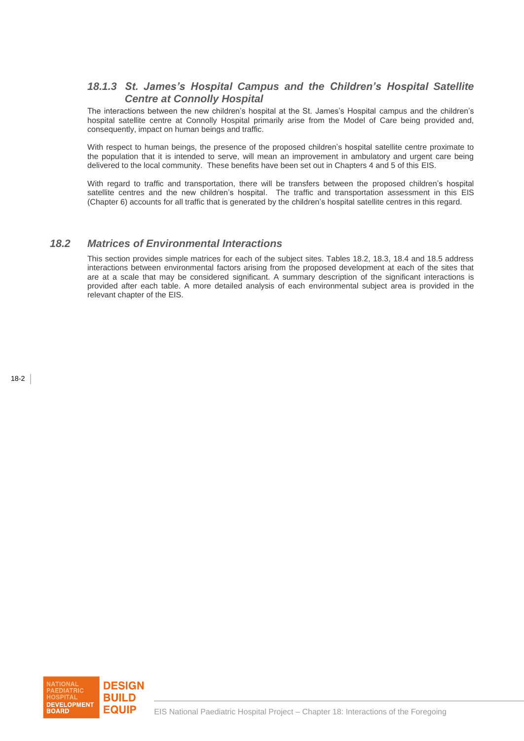### *18.1.3 St. James's Hospital Campus and the Children's Hospital Satellite Centre at Connolly Hospital*

The interactions between the new children's hospital at the St. James's Hospital campus and the children's hospital satellite centre at Connolly Hospital primarily arise from the Model of Care being provided and, consequently, impact on human beings and traffic.

With respect to human beings, the presence of the proposed children's hospital satellite centre proximate to the population that it is intended to serve, will mean an improvement in ambulatory and urgent care being delivered to the local community. These benefits have been set out in Chapters 4 and 5 of this EIS.

With regard to traffic and transportation, there will be transfers between the proposed children's hospital satellite centres and the new children's hospital. The traffic and transportation assessment in this EIS (Chapter 6) accounts for all traffic that is generated by the children's hospital satellite centres in this regard.

## *18.2 Matrices of Environmental Interactions*

This section provides simple matrices for each of the subject sites. Tables 18.2, 18.3, 18.4 and 18.5 address interactions between environmental factors arising from the proposed development at each of the sites that are at a scale that may be considered significant. A summary description of the significant interactions is provided after each table. A more detailed analysis of each environmental subject area is provided in the relevant chapter of the EIS.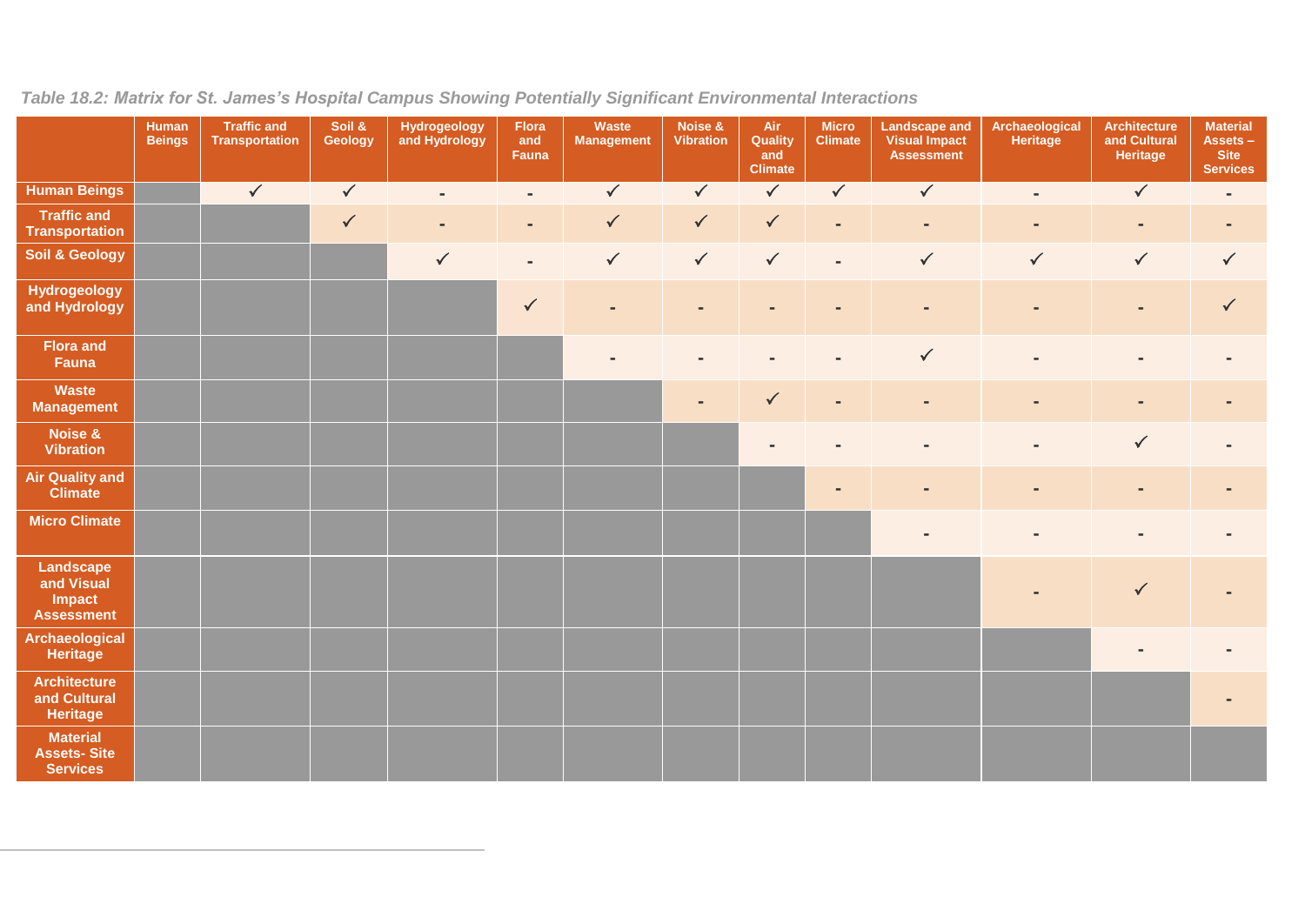*Table 18.2: Matrix for St. James's Hospital Campus Showing Potentially Significant Environmental Interactions*

| | Human Beings | Traffic and Transportation | Soil & Geology | Hydrogeology and Hydrology | Flora and Fauna | Waste Management | Noise & Vibration | Air Quality and Climate | Micro Climate | Landscape and Visual Impact Assessment | Archaeological Heritage | Architecture and Cultural Heritage | Material Assets – Site Services |
|---|---|---|---|---|---|---|---|---|---|---|---|---|---|
| **Human Beings** | | ✓ | ✓ | - | - | ✓ | ✓ | ✓ | ✓ | ✓ | - | ✓ | - |
| **Traffic and Transportation** | | | ✓ | - | - | ✓ | ✓ | ✓ | - | - | - | - | - |
| **Soil & Geology** | | | | ✓ | - | ✓ | ✓ | ✓ | - | ✓ | ✓ | ✓ | ✓ |
| **Hydrogeology and Hydrology** | | | | | ✓ | - | - | - | - | - | - | - | ✓ |
| **Flora and Fauna** | | | | | | - | - | - | - | ✓ | - | - | - |
| **Waste Management** | | | | | | | - | ✓ | - | - | - | - | - |
| **Noise & Vibration** | | | | | | | | - | - | - | - | ✓ | - |
| **Air Quality and Climate** | | | | | | | | | - | - | - | - | - |
| **Micro Climate** | | | | | | | | | | - | - | - | - |
| **Landscape and Visual Impact Assessment** | | | | | | | | | | | - | ✓ | - |
| **Archaeological Heritage** | | | | | | | | | | | | - | - |
| **Architecture and Cultural Heritage** | | | | | | | | | | | | | - |
| **Material Assets- Site Services** | | | | | | | | | | | | | |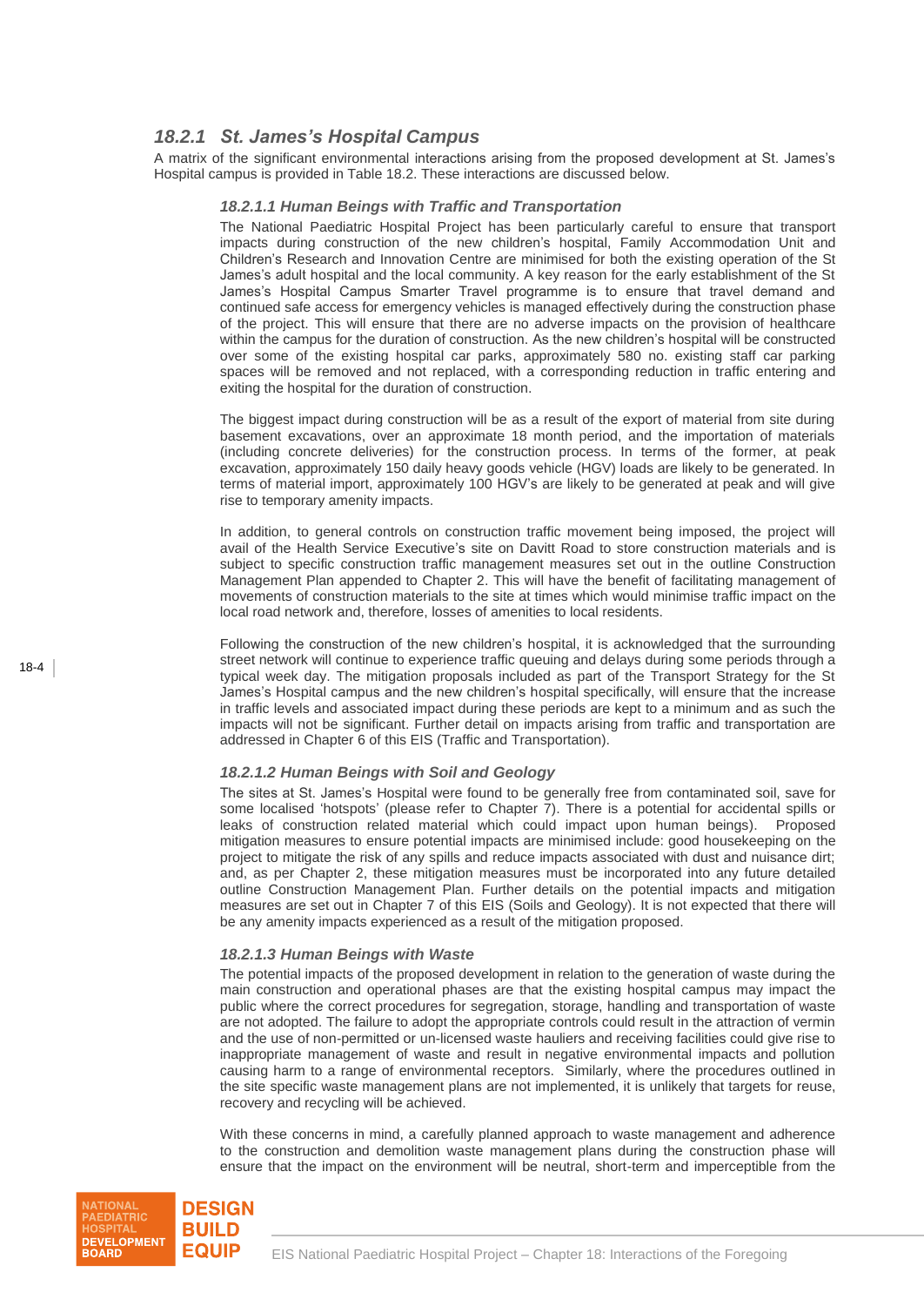### 18.2.1 St. James's Hospital Campus

A matrix of the significant environmental interactions arising from the proposed development at St. James's Hospital campus is provided in Table 18.2. These interactions are discussed below.

#### 18.2.1.1 Human Beings with Traffic and Transportation

The National Paediatric Hospital Project has been particularly careful to ensure that transport impacts during construction of the new children's hospital, Family Accommodation Unit and Children's Research and Innovation Centre are minimised for both the existing operation of the St James's adult hospital and the local community. A key reason for the early establishment of the St James's Hospital Campus Smarter Travel programme is to ensure that travel demand and continued safe access for emergency vehicles is managed effectively during the construction phase of the project. This will ensure that there are no adverse impacts on the provision of healthcare within the campus for the duration of construction. As the new children's hospital will be constructed over some of the existing hospital car parks, approximately 580 no. existing staff car parking spaces will be removed and not replaced, with a corresponding reduction in traffic entering and exiting the hospital for the duration of construction.

The biggest impact during construction will be as a result of the export of material from site during basement excavations, over an approximate 18 month period, and the importation of materials (including concrete deliveries) for the construction process. In terms of the former, at peak excavation, approximately 150 daily heavy goods vehicle (HGV) loads are likely to be generated. In terms of material import, approximately 100 HGV's are likely to be generated at peak and will give rise to temporary amenity impacts.

In addition, to general controls on construction traffic movement being imposed, the project will avail of the Health Service Executive's site on Davitt Road to store construction materials and is subject to specific construction traffic management measures set out in the outline Construction Management Plan appended to Chapter 2. This will have the benefit of facilitating management of movements of construction materials to the site at times which would minimise traffic impact on the local road network and, therefore, losses of amenities to local residents.

Following the construction of the new children's hospital, it is acknowledged that the surrounding street network will continue to experience traffic queuing and delays during some periods through a typical week day. The mitigation proposals included as part of the Transport Strategy for the St James's Hospital campus and the new children's hospital specifically, will ensure that the increase in traffic levels and associated impact during these periods are kept to a minimum and as such the impacts will not be significant. Further detail on impacts arising from traffic and transportation are addressed in Chapter 6 of this EIS (Traffic and Transportation).

#### 18.2.1.2 Human Beings with Soil and Geology

The sites at St. James's Hospital were found to be generally free from contaminated soil, save for some localised 'hotspots' (please refer to Chapter 7). There is a potential for accidental spills or leaks of construction related material which could impact upon human beings). Proposed mitigation measures to ensure potential impacts are minimised include: good housekeeping on the project to mitigate the risk of any spills and reduce impacts associated with dust and nuisance dirt; and, as per Chapter 2, these mitigation measures must be incorporated into any future detailed outline Construction Management Plan. Further details on the potential impacts and mitigation measures are set out in Chapter 7 of this EIS (Soils and Geology). It is not expected that there will be any amenity impacts experienced as a result of the mitigation proposed.

#### 18.2.1.3 Human Beings with Waste

The potential impacts of the proposed development in relation to the generation of waste during the main construction and operational phases are that the existing hospital campus may impact the public where the correct procedures for segregation, storage, handling and transportation of waste are not adopted. The failure to adopt the appropriate controls could result in the attraction of vermin and the use of non-permitted or un-licensed waste hauliers and receiving facilities could give rise to inappropriate management of waste and result in negative environmental impacts and pollution causing harm to a range of environmental receptors. Similarly, where the procedures outlined in the site specific waste management plans are not implemented, it is unlikely that targets for reuse, recovery and recycling will be achieved.

With these concerns in mind, a carefully planned approach to waste management and adherence to the construction and demolition waste management plans during the construction phase will ensure that the impact on the environment will be neutral, short-term and imperceptible from the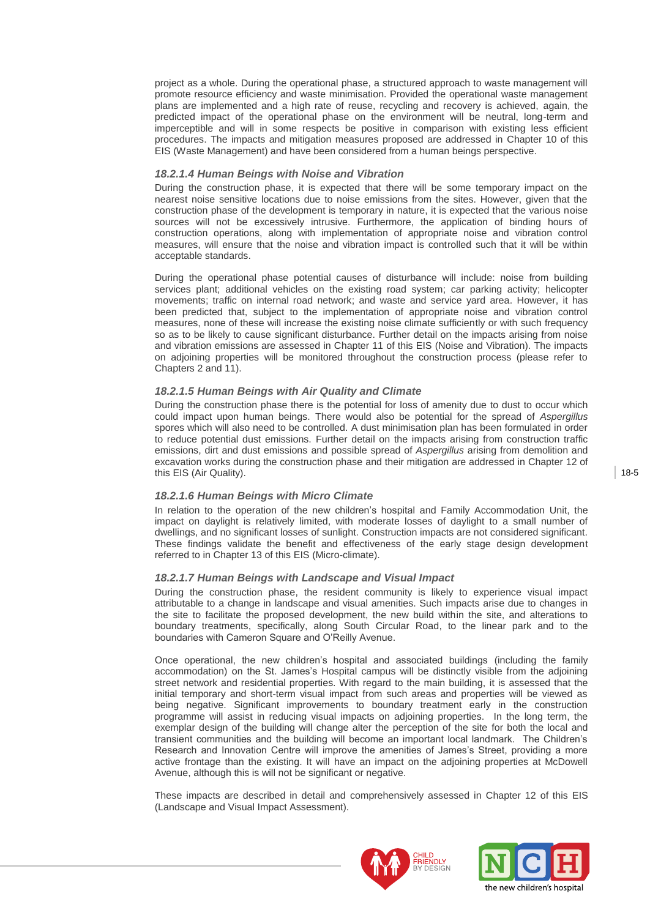project as a whole. During the operational phase, a structured approach to waste management will promote resource efficiency and waste minimisation. Provided the operational waste management plans are implemented and a high rate of reuse, recycling and recovery is achieved, again, the predicted impact of the operational phase on the environment will be neutral, long-term and imperceptible and will in some respects be positive in comparison with existing less efficient procedures. The impacts and mitigation measures proposed are addressed in Chapter 10 of this EIS (Waste Management) and have been considered from a human beings perspective.

#### *18.2.1.4 Human Beings with Noise and Vibration*

During the construction phase, it is expected that there will be some temporary impact on the nearest noise sensitive locations due to noise emissions from the sites. However, given that the construction phase of the development is temporary in nature, it is expected that the various noise sources will not be excessively intrusive. Furthermore, the application of binding hours of construction operations, along with implementation of appropriate noise and vibration control measures, will ensure that the noise and vibration impact is controlled such that it will be within acceptable standards.

During the operational phase potential causes of disturbance will include: noise from building services plant; additional vehicles on the existing road system; car parking activity; helicopter movements; traffic on internal road network; and waste and service yard area. However, it has been predicted that, subject to the implementation of appropriate noise and vibration control measures, none of these will increase the existing noise climate sufficiently or with such frequency so as to be likely to cause significant disturbance. Further detail on the impacts arising from noise and vibration emissions are assessed in Chapter 11 of this EIS (Noise and Vibration). The impacts on adjoining properties will be monitored throughout the construction process (please refer to Chapters 2 and 11).

#### *18.2.1.5 Human Beings with Air Quality and Climate*

During the construction phase there is the potential for loss of amenity due to dust to occur which could impact upon human beings. There would also be potential for the spread of *Aspergillus* spores which will also need to be controlled. A dust minimisation plan has been formulated in order to reduce potential dust emissions. Further detail on the impacts arising from construction traffic emissions, dirt and dust emissions and possible spread of *Aspergillus* arising from demolition and excavation works during the construction phase and their mitigation are addressed in Chapter 12 of this EIS (Air Quality).

#### *18.2.1.6 Human Beings with Micro Climate*

In relation to the operation of the new children's hospital and Family Accommodation Unit, the impact on daylight is relatively limited, with moderate losses of daylight to a small number of dwellings, and no significant losses of sunlight. Construction impacts are not considered significant. These findings validate the benefit and effectiveness of the early stage design development referred to in Chapter 13 of this EIS (Micro-climate).

#### *18.2.1.7 Human Beings with Landscape and Visual Impact*

During the construction phase, the resident community is likely to experience visual impact attributable to a change in landscape and visual amenities. Such impacts arise due to changes in the site to facilitate the proposed development, the new build within the site, and alterations to boundary treatments, specifically, along South Circular Road, to the linear park and to the boundaries with Cameron Square and O'Reilly Avenue.

Once operational, the new children's hospital and associated buildings (including the family accommodation) on the St. James's Hospital campus will be distinctly visible from the adjoining street network and residential properties. With regard to the main building, it is assessed that the initial temporary and short-term visual impact from such areas and properties will be viewed as being negative. Significant improvements to boundary treatment early in the construction programme will assist in reducing visual impacts on adjoining properties. In the long term, the exemplar design of the building will change alter the perception of the site for both the local and transient communities and the building will become an important local landmark. The Children's Research and Innovation Centre will improve the amenities of James's Street, providing a more active frontage than the existing. It will have an impact on the adjoining properties at McDowell Avenue, although this is will not be significant or negative.

These impacts are described in detail and comprehensively assessed in Chapter 12 of this EIS (Landscape and Visual Impact Assessment).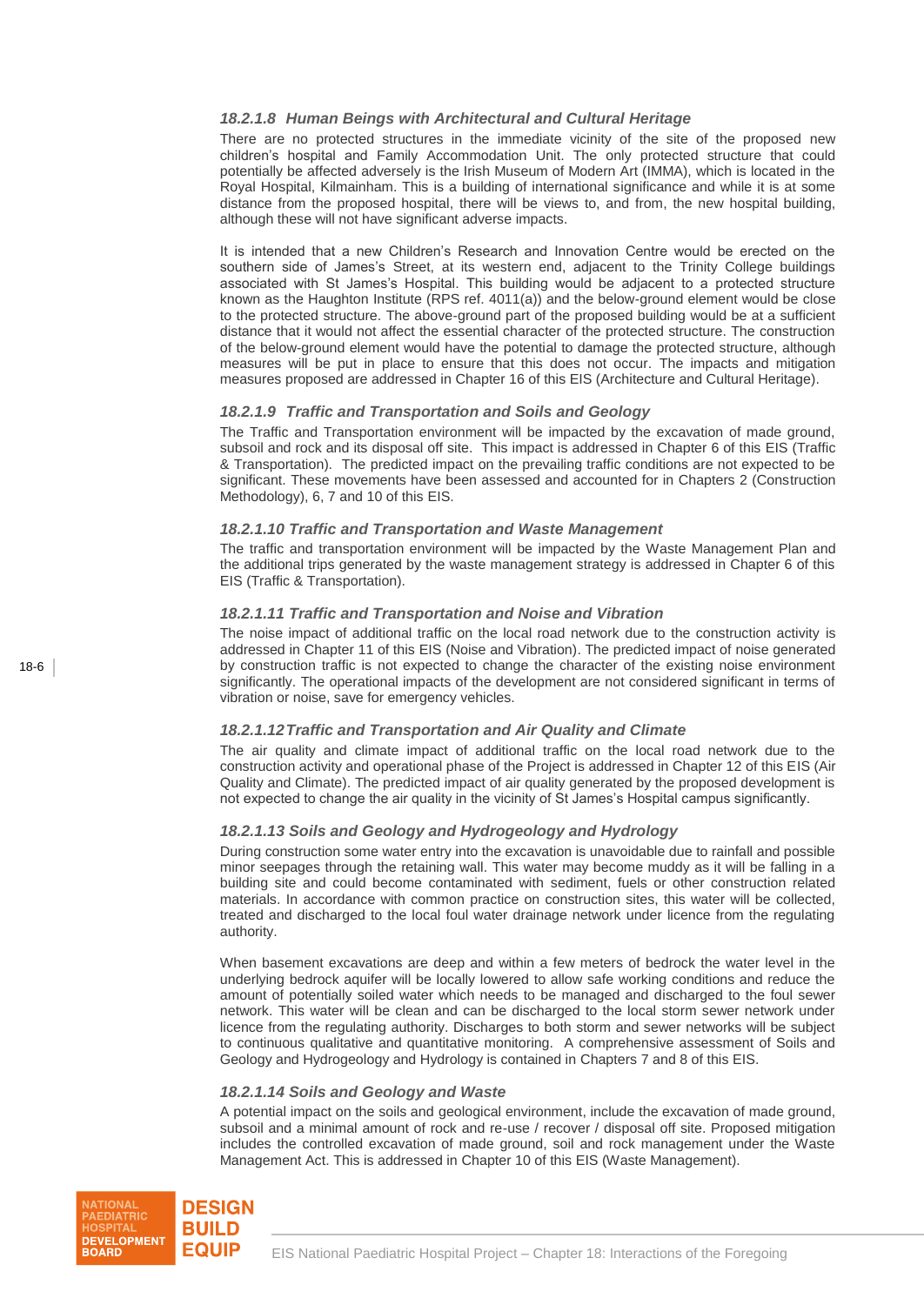#### *18.2.1.8 Human Beings with Architectural and Cultural Heritage*

There are no protected structures in the immediate vicinity of the site of the proposed new children's hospital and Family Accommodation Unit. The only protected structure that could potentially be affected adversely is the Irish Museum of Modern Art (IMMA), which is located in the Royal Hospital, Kilmainham. This is a building of international significance and while it is at some distance from the proposed hospital, there will be views to, and from, the new hospital building, although these will not have significant adverse impacts.

It is intended that a new Children's Research and Innovation Centre would be erected on the southern side of James's Street, at its western end, adjacent to the Trinity College buildings associated with St James's Hospital. This building would be adjacent to a protected structure known as the Haughton Institute (RPS ref. 4011(a)) and the below-ground element would be close to the protected structure. The above-ground part of the proposed building would be at a sufficient distance that it would not affect the essential character of the protected structure. The construction of the below-ground element would have the potential to damage the protected structure, although measures will be put in place to ensure that this does not occur. The impacts and mitigation measures proposed are addressed in Chapter 16 of this EIS (Architecture and Cultural Heritage).

#### *18.2.1.9 Traffic and Transportation and Soils and Geology*

The Traffic and Transportation environment will be impacted by the excavation of made ground, subsoil and rock and its disposal off site. This impact is addressed in Chapter 6 of this EIS (Traffic & Transportation). The predicted impact on the prevailing traffic conditions are not expected to be significant. These movements have been assessed and accounted for in Chapters 2 (Construction Methodology), 6, 7 and 10 of this EIS.

#### *18.2.1.10 Traffic and Transportation and Waste Management*

The traffic and transportation environment will be impacted by the Waste Management Plan and the additional trips generated by the waste management strategy is addressed in Chapter 6 of this EIS (Traffic & Transportation).

#### *18.2.1.11 Traffic and Transportation and Noise and Vibration*

The noise impact of additional traffic on the local road network due to the construction activity is addressed in Chapter 11 of this EIS (Noise and Vibration). The predicted impact of noise generated by construction traffic is not expected to change the character of the existing noise environment significantly. The operational impacts of the development are not considered significant in terms of vibration or noise, save for emergency vehicles.

#### *18.2.1.12 Traffic and Transportation and Air Quality and Climate*

The air quality and climate impact of additional traffic on the local road network due to the construction activity and operational phase of the Project is addressed in Chapter 12 of this EIS (Air Quality and Climate). The predicted impact of air quality generated by the proposed development is not expected to change the air quality in the vicinity of St James's Hospital campus significantly.

#### *18.2.1.13 Soils and Geology and Hydrogeology and Hydrology*

During construction some water entry into the excavation is unavoidable due to rainfall and possible minor seepages through the retaining wall. This water may become muddy as it will be falling in a building site and could become contaminated with sediment, fuels or other construction related materials. In accordance with common practice on construction sites, this water will be collected, treated and discharged to the local foul water drainage network under licence from the regulating authority.

When basement excavations are deep and within a few meters of bedrock the water level in the underlying bedrock aquifer will be locally lowered to allow safe working conditions and reduce the amount of potentially soiled water which needs to be managed and discharged to the foul sewer network. This water will be clean and can be discharged to the local storm sewer network under licence from the regulating authority. Discharges to both storm and sewer networks will be subject to continuous qualitative and quantitative monitoring. A comprehensive assessment of Soils and Geology and Hydrogeology and Hydrology is contained in Chapters 7 and 8 of this EIS.

#### *18.2.1.14 Soils and Geology and Waste*

A potential impact on the soils and geological environment, include the excavation of made ground, subsoil and a minimal amount of rock and re-use / recover / disposal off site. Proposed mitigation includes the controlled excavation of made ground, soil and rock management under the Waste Management Act. This is addressed in Chapter 10 of this EIS (Waste Management).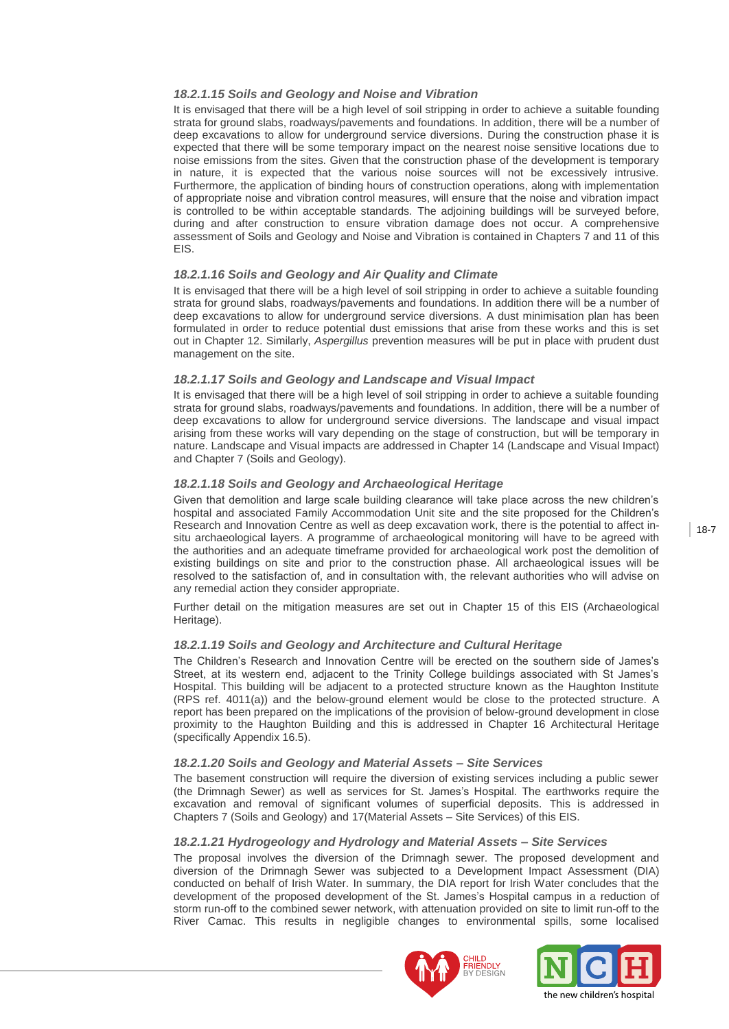#### *18.2.1.15 Soils and Geology and Noise and Vibration*

It is envisaged that there will be a high level of soil stripping in order to achieve a suitable founding strata for ground slabs, roadways/pavements and foundations. In addition, there will be a number of deep excavations to allow for underground service diversions. During the construction phase it is expected that there will be some temporary impact on the nearest noise sensitive locations due to noise emissions from the sites. Given that the construction phase of the development is temporary in nature, it is expected that the various noise sources will not be excessively intrusive. Furthermore, the application of binding hours of construction operations, along with implementation of appropriate noise and vibration control measures, will ensure that the noise and vibration impact is controlled to be within acceptable standards. The adjoining buildings will be surveyed before, during and after construction to ensure vibration damage does not occur. A comprehensive assessment of Soils and Geology and Noise and Vibration is contained in Chapters 7 and 11 of this EIS.

#### *18.2.1.16 Soils and Geology and Air Quality and Climate*

It is envisaged that there will be a high level of soil stripping in order to achieve a suitable founding strata for ground slabs, roadways/pavements and foundations. In addition there will be a number of deep excavations to allow for underground service diversions. A dust minimisation plan has been formulated in order to reduce potential dust emissions that arise from these works and this is set out in Chapter 12. Similarly, *Aspergillus* prevention measures will be put in place with prudent dust management on the site.

#### *18.2.1.17 Soils and Geology and Landscape and Visual Impact*

It is envisaged that there will be a high level of soil stripping in order to achieve a suitable founding strata for ground slabs, roadways/pavements and foundations. In addition, there will be a number of deep excavations to allow for underground service diversions. The landscape and visual impact arising from these works will vary depending on the stage of construction, but will be temporary in nature. Landscape and Visual impacts are addressed in Chapter 14 (Landscape and Visual Impact) and Chapter 7 (Soils and Geology).

#### *18.2.1.18 Soils and Geology and Archaeological Heritage*

Given that demolition and large scale building clearance will take place across the new children's hospital and associated Family Accommodation Unit site and the site proposed for the Children's Research and Innovation Centre as well as deep excavation work, there is the potential to affect in-situ archaeological layers. A programme of archaeological monitoring will have to be agreed with the authorities and an adequate timeframe provided for archaeological work post the demolition of existing buildings on site and prior to the construction phase. All archaeological issues will be resolved to the satisfaction of, and in consultation with, the relevant authorities who will advise on any remedial action they consider appropriate.

Further detail on the mitigation measures are set out in Chapter 15 of this EIS (Archaeological Heritage).

#### *18.2.1.19 Soils and Geology and Architecture and Cultural Heritage*

The Children's Research and Innovation Centre will be erected on the southern side of James's Street, at its western end, adjacent to the Trinity College buildings associated with St James's Hospital. This building will be adjacent to a protected structure known as the Haughton Institute (RPS ref. 4011(a)) and the below-ground element would be close to the protected structure. A report has been prepared on the implications of the provision of below-ground development in close proximity to the Haughton Building and this is addressed in Chapter 16 Architectural Heritage (specifically Appendix 16.5).

#### *18.2.1.20 Soils and Geology and Material Assets – Site Services*

The basement construction will require the diversion of existing services including a public sewer (the Drimnagh Sewer) as well as services for St. James's Hospital. The earthworks require the excavation and removal of significant volumes of superficial deposits. This is addressed in Chapters 7 (Soils and Geology) and 17(Material Assets – Site Services) of this EIS.

#### *18.2.1.21 Hydrogeology and Hydrology and Material Assets – Site Services*

The proposal involves the diversion of the Drimnagh sewer. The proposed development and diversion of the Drimnagh Sewer was subjected to a Development Impact Assessment (DIA) conducted on behalf of Irish Water. In summary, the DIA report for Irish Water concludes that the development of the proposed development of the St. James's Hospital campus in a reduction of storm run-off to the combined sewer network, with attenuation provided on site to limit run-off to the River Camac. This results in negligible changes to environmental spills, some localised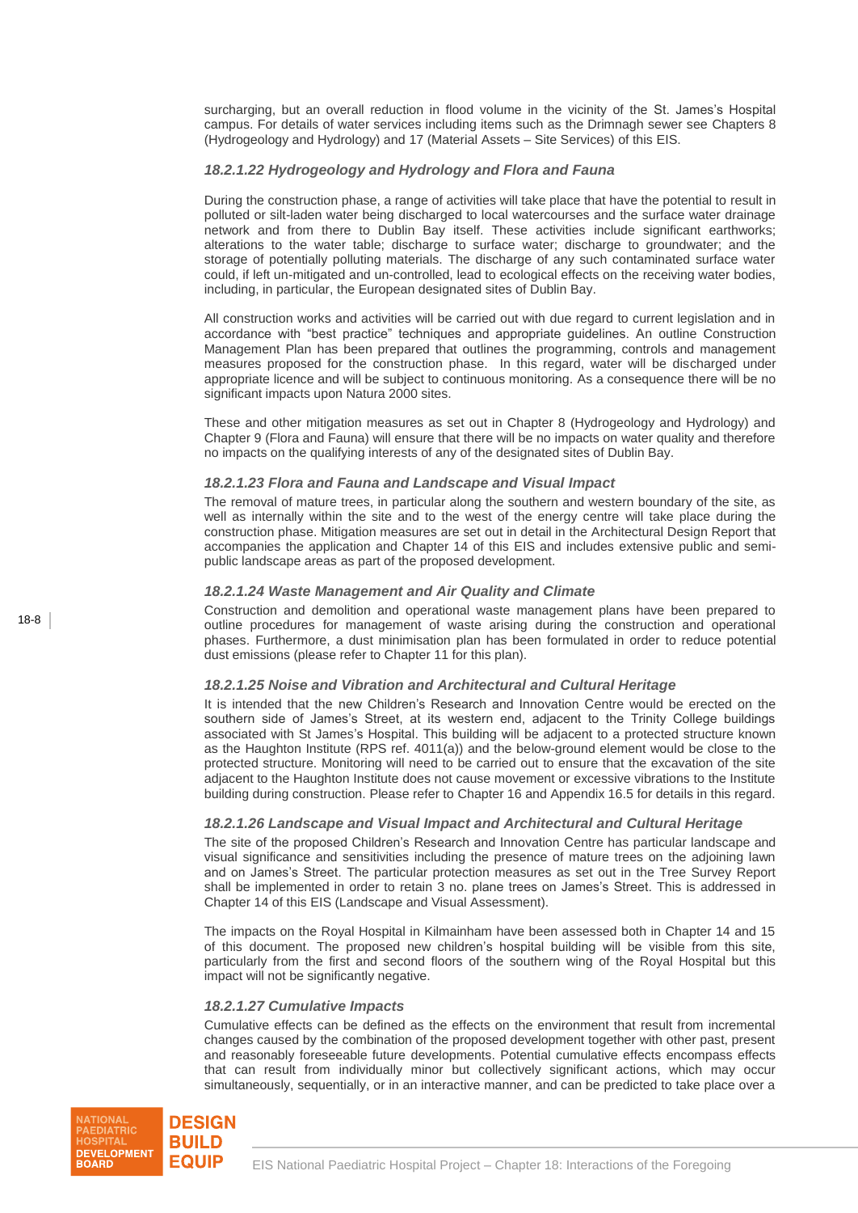surcharging, but an overall reduction in flood volume in the vicinity of the St. James's Hospital campus. For details of water services including items such as the Drimnagh sewer see Chapters 8 (Hydrogeology and Hydrology) and 17 (Material Assets – Site Services) of this EIS.

### *18.2.1.22 Hydrogeology and Hydrology and Flora and Fauna*

During the construction phase, a range of activities will take place that have the potential to result in polluted or silt-laden water being discharged to local watercourses and the surface water drainage network and from there to Dublin Bay itself. These activities include significant earthworks; alterations to the water table; discharge to surface water; discharge to groundwater; and the storage of potentially polluting materials. The discharge of any such contaminated surface water could, if left un-mitigated and un-controlled, lead to ecological effects on the receiving water bodies, including, in particular, the European designated sites of Dublin Bay.

All construction works and activities will be carried out with due regard to current legislation and in accordance with "best practice" techniques and appropriate guidelines. An outline Construction Management Plan has been prepared that outlines the programming, controls and management measures proposed for the construction phase. In this regard, water will be discharged under appropriate licence and will be subject to continuous monitoring. As a consequence there will be no significant impacts upon Natura 2000 sites.

These and other mitigation measures as set out in Chapter 8 (Hydrogeology and Hydrology) and Chapter 9 (Flora and Fauna) will ensure that there will be no impacts on water quality and therefore no impacts on the qualifying interests of any of the designated sites of Dublin Bay.

### *18.2.1.23 Flora and Fauna and Landscape and Visual Impact*

The removal of mature trees, in particular along the southern and western boundary of the site, as well as internally within the site and to the west of the energy centre will take place during the construction phase. Mitigation measures are set out in detail in the Architectural Design Report that accompanies the application and Chapter 14 of this EIS and includes extensive public and semi-public landscape areas as part of the proposed development.

### *18.2.1.24 Waste Management and Air Quality and Climate*

Construction and demolition and operational waste management plans have been prepared to outline procedures for management of waste arising during the construction and operational phases. Furthermore, a dust minimisation plan has been formulated in order to reduce potential dust emissions (please refer to Chapter 11 for this plan).

### *18.2.1.25 Noise and Vibration and Architectural and Cultural Heritage*

It is intended that the new Children's Research and Innovation Centre would be erected on the southern side of James's Street, at its western end, adjacent to the Trinity College buildings associated with St James's Hospital. This building will be adjacent to a protected structure known as the Haughton Institute (RPS ref. 4011(a)) and the below-ground element would be close to the protected structure. Monitoring will need to be carried out to ensure that the excavation of the site adjacent to the Haughton Institute does not cause movement or excessive vibrations to the Institute building during construction. Please refer to Chapter 16 and Appendix 16.5 for details in this regard.

### *18.2.1.26 Landscape and Visual Impact and Architectural and Cultural Heritage*

The site of the proposed Children's Research and Innovation Centre has particular landscape and visual significance and sensitivities including the presence of mature trees on the adjoining lawn and on James's Street. The particular protection measures as set out in the Tree Survey Report shall be implemented in order to retain 3 no. plane trees on James's Street. This is addressed in Chapter 14 of this EIS (Landscape and Visual Assessment).

The impacts on the Royal Hospital in Kilmainham have been assessed both in Chapter 14 and 15 of this document. The proposed new children's hospital building will be visible from this site, particularly from the first and second floors of the southern wing of the Royal Hospital but this impact will not be significantly negative.

### *18.2.1.27 Cumulative Impacts*

Cumulative effects can be defined as the effects on the environment that result from incremental changes caused by the combination of the proposed development together with other past, present and reasonably foreseeable future developments. Potential cumulative effects encompass effects that can result from individually minor but collectively significant actions, which may occur simultaneously, sequentially, or in an interactive manner, and can be predicted to take place over a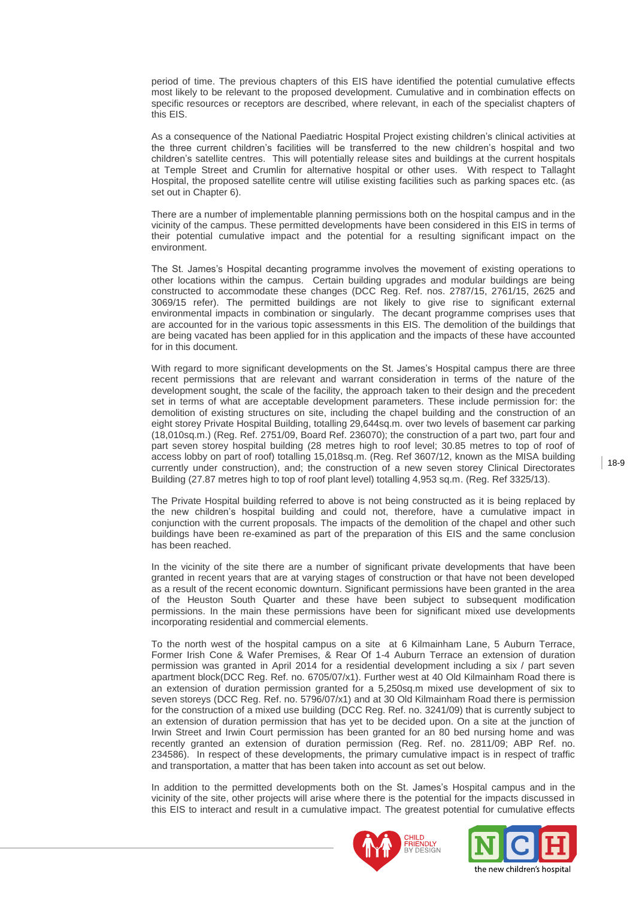period of time. The previous chapters of this EIS have identified the potential cumulative effects most likely to be relevant to the proposed development. Cumulative and in combination effects on specific resources or receptors are described, where relevant, in each of the specialist chapters of this EIS.

As a consequence of the National Paediatric Hospital Project existing children's clinical activities at the three current children's facilities will be transferred to the new children's hospital and two children's satellite centres. This will potentially release sites and buildings at the current hospitals at Temple Street and Crumlin for alternative hospital or other uses. With respect to Tallaght Hospital, the proposed satellite centre will utilise existing facilities such as parking spaces etc. (as set out in Chapter 6).

There are a number of implementable planning permissions both on the hospital campus and in the vicinity of the campus. These permitted developments have been considered in this EIS in terms of their potential cumulative impact and the potential for a resulting significant impact on the environment.

The St. James's Hospital decanting programme involves the movement of existing operations to other locations within the campus. Certain building upgrades and modular buildings are being constructed to accommodate these changes (DCC Reg. Ref. nos. 2787/15, 2761/15, 2625 and 3069/15 refer). The permitted buildings are not likely to give rise to significant external environmental impacts in combination or singularly. The decant programme comprises uses that are accounted for in the various topic assessments in this EIS. The demolition of the buildings that are being vacated has been applied for in this application and the impacts of these have accounted for in this document.

With regard to more significant developments on the St. James's Hospital campus there are three recent permissions that are relevant and warrant consideration in terms of the nature of the development sought, the scale of the facility, the approach taken to their design and the precedent set in terms of what are acceptable development parameters. These include permission for: the demolition of existing structures on site, including the chapel building and the construction of an eight storey Private Hospital Building, totalling 29,644sq.m. over two levels of basement car parking (18,010sq.m.) (Reg. Ref. 2751/09, Board Ref. 236070); the construction of a part two, part four and part seven storey hospital building (28 metres high to roof level; 30.85 metres to top of roof of access lobby on part of roof) totalling 15,018sq.m. (Reg. Ref 3607/12, known as the MISA building currently under construction), and; the construction of a new seven storey Clinical Directorates Building (27.87 metres high to top of roof plant level) totalling 4,953 sq.m. (Reg. Ref 3325/13).

The Private Hospital building referred to above is not being constructed as it is being replaced by the new children's hospital building and could not, therefore, have a cumulative impact in conjunction with the current proposals. The impacts of the demolition of the chapel and other such buildings have been re-examined as part of the preparation of this EIS and the same conclusion has been reached.

In the vicinity of the site there are a number of significant private developments that have been granted in recent years that are at varying stages of construction or that have not been developed as a result of the recent economic downturn. Significant permissions have been granted in the area of the Heuston South Quarter and these have been subject to subsequent modification permissions. In the main these permissions have been for significant mixed use developments incorporating residential and commercial elements.

To the north west of the hospital campus on a site at 6 Kilmainham Lane, 5 Auburn Terrace, Former Irish Cone & Wafer Premises, & Rear Of 1-4 Auburn Terrace an extension of duration permission was granted in April 2014 for a residential development including a six / part seven apartment block(DCC Reg. Ref. no. 6705/07/x1). Further west at 40 Old Kilmainham Road there is an extension of duration permission granted for a 5,250sq.m mixed use development of six to seven storeys (DCC Reg. Ref. no. 5796/07/x1) and at 30 Old Kilmainham Road there is permission for the construction of a mixed use building (DCC Reg. Ref. no. 3241/09) that is currently subject to an extension of duration permission that has yet to be decided upon. On a site at the junction of Irwin Street and Irwin Court permission has been granted for an 80 bed nursing home and was recently granted an extension of duration permission (Reg. Ref. no. 2811/09; ABP Ref. no. 234586). In respect of these developments, the primary cumulative impact is in respect of traffic and transportation, a matter that has been taken into account as set out below.

In addition to the permitted developments both on the St. James's Hospital campus and in the vicinity of the site, other projects will arise where there is the potential for the impacts discussed in this EIS to interact and result in a cumulative impact. The greatest potential for cumulative effects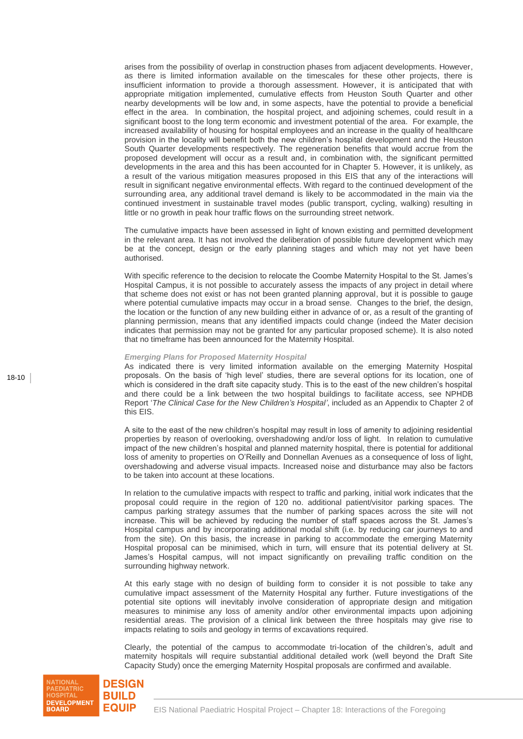arises from the possibility of overlap in construction phases from adjacent developments. However, as there is limited information available on the timescales for these other projects, there is insufficient information to provide a thorough assessment. However, it is anticipated that with appropriate mitigation implemented, cumulative effects from Heuston South Quarter and other nearby developments will be low and, in some aspects, have the potential to provide a beneficial effect in the area. In combination, the hospital project, and adjoining schemes, could result in a significant boost to the long term economic and investment potential of the area. For example, the increased availability of housing for hospital employees and an increase in the quality of healthcare provision in the locality will benefit both the new children's hospital development and the Heuston South Quarter developments respectively. The regeneration benefits that would accrue from the proposed development will occur as a result and, in combination with, the significant permitted developments in the area and this has been accounted for in Chapter 5. However, it is unlikely, as a result of the various mitigation measures proposed in this EIS that any of the interactions will result in significant negative environmental effects. With regard to the continued development of the surrounding area, any additional travel demand is likely to be accommodated in the main via the continued investment in sustainable travel modes (public transport, cycling, walking) resulting in little or no growth in peak hour traffic flows on the surrounding street network.

The cumulative impacts have been assessed in light of known existing and permitted development in the relevant area. It has not involved the deliberation of possible future development which may be at the concept, design or the early planning stages and which may not yet have been authorised.

With specific reference to the decision to relocate the Coombe Maternity Hospital to the St. James's Hospital Campus, it is not possible to accurately assess the impacts of any project in detail where that scheme does not exist or has not been granted planning approval, but it is possible to gauge where potential cumulative impacts may occur in a broad sense. Changes to the brief, the design, the location or the function of any new building either in advance of or, as a result of the granting of planning permission, means that any identified impacts could change (indeed the Mater decision indicates that permission may not be granted for any particular proposed scheme). It is also noted that no timeframe has been announced for the Maternity Hospital.

***Emerging Plans for Proposed Maternity Hospital***

As indicated there is very limited information available on the emerging Maternity Hospital proposals. On the basis of 'high level' studies, there are several options for its location, one of which is considered in the draft site capacity study. This is to the east of the new children's hospital and there could be a link between the two hospital buildings to facilitate access, see NPHDB Report '*The Clinical Case for the New Children's Hospital'*, included as an Appendix to Chapter 2 of this EIS.

A site to the east of the new children's hospital may result in loss of amenity to adjoining residential properties by reason of overlooking, overshadowing and/or loss of light. In relation to cumulative impact of the new children's hospital and planned maternity hospital, there is potential for additional loss of amenity to properties on O'Reilly and Donnellan Avenues as a consequence of loss of light, overshadowing and adverse visual impacts. Increased noise and disturbance may also be factors to be taken into account at these locations.

In relation to the cumulative impacts with respect to traffic and parking, initial work indicates that the proposal could require in the region of 120 no. additional patient/visitor parking spaces. The campus parking strategy assumes that the number of parking spaces across the site will not increase. This will be achieved by reducing the number of staff spaces across the St. James's Hospital campus and by incorporating additional modal shift (i.e. by reducing car journeys to and from the site). On this basis, the increase in parking to accommodate the emerging Maternity Hospital proposal can be minimised, which in turn, will ensure that its potential delivery at St. James's Hospital campus, will not impact significantly on prevailing traffic condition on the surrounding highway network.

At this early stage with no design of building form to consider it is not possible to take any cumulative impact assessment of the Maternity Hospital any further. Future investigations of the potential site options will inevitably involve consideration of appropriate design and mitigation measures to minimise any loss of amenity and/or other environmental impacts upon adjoining residential areas. The provision of a clinical link between the three hospitals may give rise to impacts relating to soils and geology in terms of excavations required.

Clearly, the potential of the campus to accommodate tri-location of the children's, adult and maternity hospitals will require substantial additional detailed work (well beyond the Draft Site Capacity Study) once the emerging Maternity Hospital proposals are confirmed and available.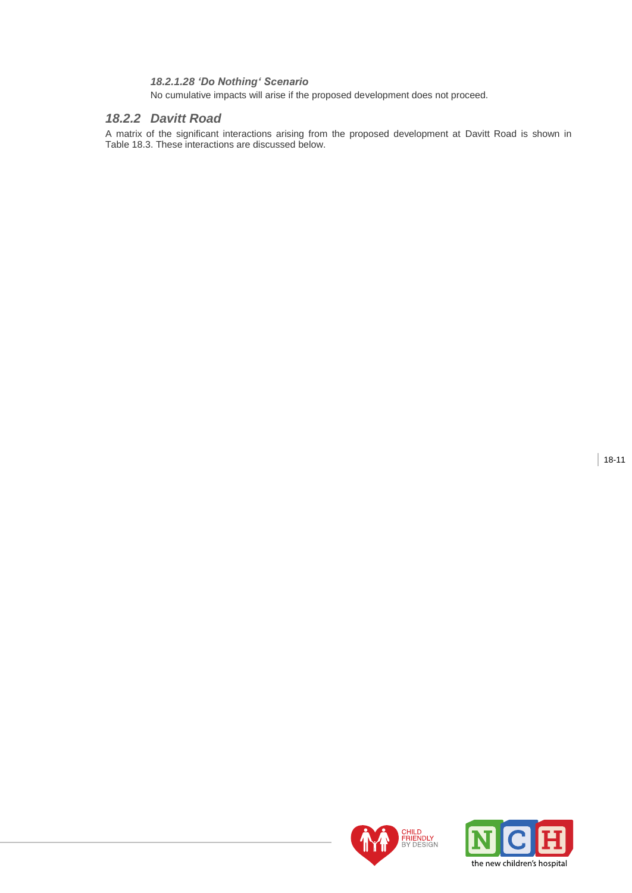#### *18.2.1.28 ‘Do Nothing‘ Scenario*

No cumulative impacts will arise if the proposed development does not proceed.

### *18.2.2 Davitt Road*

A matrix of the significant interactions arising from the proposed development at Davitt Road is shown in Table 18.3. These interactions are discussed below.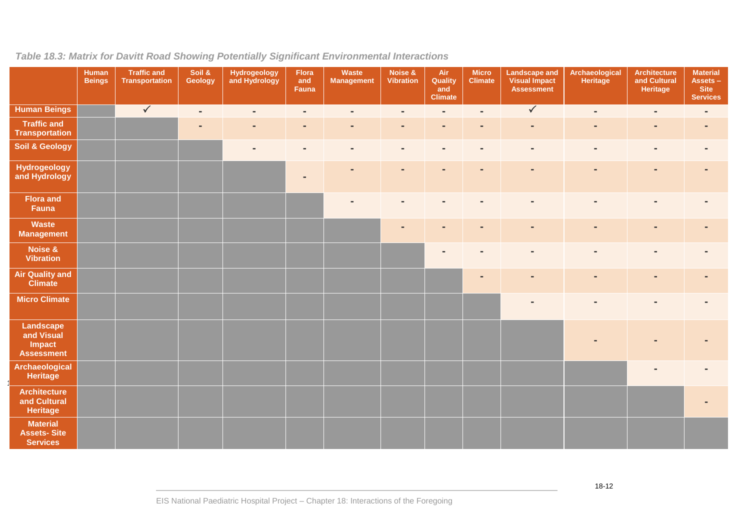*Table 18.3: Matrix for Davitt Road Showing Potentially Significant Environmental Interactions*

| | Human Beings | Traffic and Transportation | Soil & Geology | Hydrogeology and Hydrology | Flora and Fauna | Waste Management | Noise & Vibration | Air Quality and Climate | Micro Climate | Landscape and Visual Impact Assessment | Archaeological Heritage | Architecture and Cultural Heritage | Material Assets – Site Services |
|---|---|---|---|---|---|---|---|---|---|---|---|---|---|
| **Human Beings** | | ✓ | - | - | - | - | - | - | - | ✓ | - | - | - |
| **Traffic and Transportation** | | | - | - | - | - | - | - | - | - | - | - | - |
| **Soil & Geology** | | | | - | - | - | - | - | - | - | - | - | - |
| **Hydrogeology and Hydrology** | | | | | - | - | - | - | - | - | - | - | - |
| **Flora and Fauna** | | | | | | - | - | - | - | - | - | - | - |
| **Waste Management** | | | | | | | - | - | - | - | - | - | - |
| **Noise & Vibration** | | | | | | | | - | - | - | - | - | - |
| **Air Quality and Climate** | | | | | | | | | - | - | - | - | - |
| **Micro Climate** | | | | | | | | | | - | - | - | - |
| **Landscape and Visual Impact Assessment** | | | | | | | | | | | - | - | - |
| **Archaeological Heritage** | | | | | | | | | | | | - | - |
| **Architecture and Cultural Heritage** | | | | | | | | | | | | | - |
| **Material Assets- Site Services** | | | | | | | | | | | | | |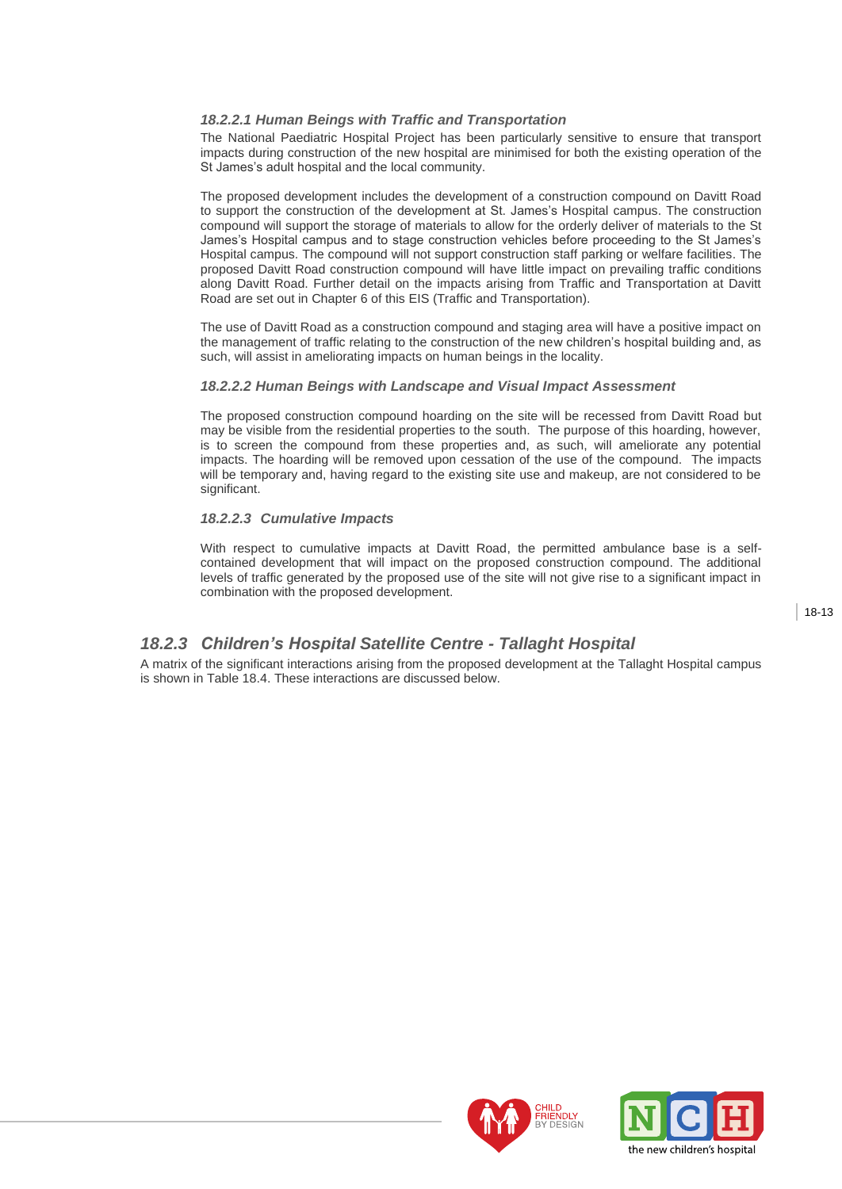#### *18.2.2.1 Human Beings with Traffic and Transportation*

The National Paediatric Hospital Project has been particularly sensitive to ensure that transport impacts during construction of the new hospital are minimised for both the existing operation of the St James's adult hospital and the local community.

The proposed development includes the development of a construction compound on Davitt Road to support the construction of the development at St. James's Hospital campus. The construction compound will support the storage of materials to allow for the orderly deliver of materials to the St James's Hospital campus and to stage construction vehicles before proceeding to the St James's Hospital campus. The compound will not support construction staff parking or welfare facilities. The proposed Davitt Road construction compound will have little impact on prevailing traffic conditions along Davitt Road. Further detail on the impacts arising from Traffic and Transportation at Davitt Road are set out in Chapter 6 of this EIS (Traffic and Transportation).

The use of Davitt Road as a construction compound and staging area will have a positive impact on the management of traffic relating to the construction of the new children's hospital building and, as such, will assist in ameliorating impacts on human beings in the locality.

#### *18.2.2.2 Human Beings with Landscape and Visual Impact Assessment*

The proposed construction compound hoarding on the site will be recessed from Davitt Road but may be visible from the residential properties to the south. The purpose of this hoarding, however, is to screen the compound from these properties and, as such, will ameliorate any potential impacts. The hoarding will be removed upon cessation of the use of the compound. The impacts will be temporary and, having regard to the existing site use and makeup, are not considered to be significant.

#### *18.2.2.3 Cumulative Impacts*

With respect to cumulative impacts at Davitt Road, the permitted ambulance base is a self-contained development that will impact on the proposed construction compound. The additional levels of traffic generated by the proposed use of the site will not give rise to a significant impact in combination with the proposed development.

### *18.2.3 Children's Hospital Satellite Centre - Tallaght Hospital*

A matrix of the significant interactions arising from the proposed development at the Tallaght Hospital campus is shown in Table 18.4. These interactions are discussed below.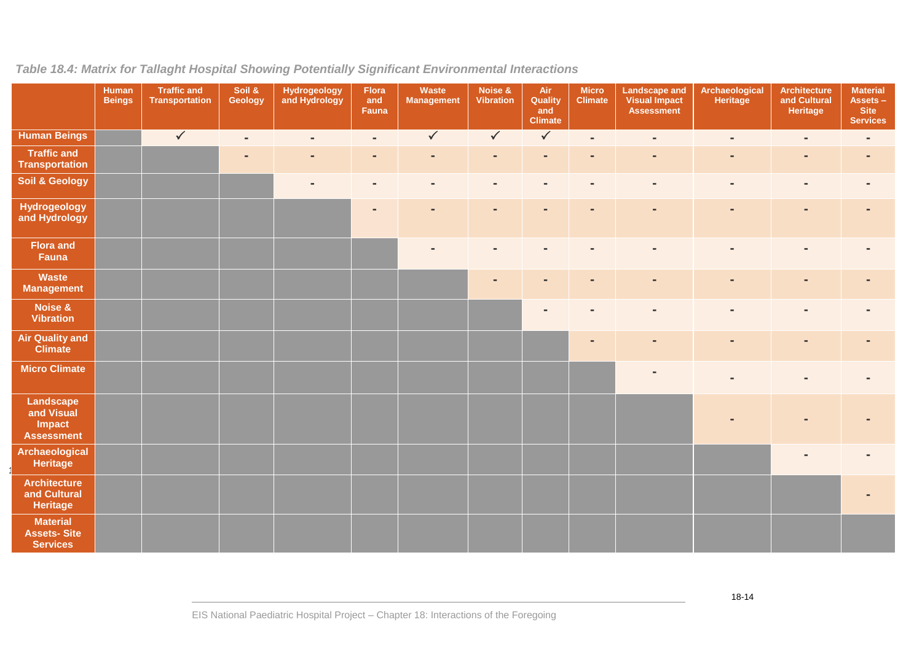*Table 18.4: Matrix for Tallaght Hospital Showing Potentially Significant Environmental Interactions*

| | Human Beings | Traffic and Transportation | Soil & Geology | Hydrogeology and Hydrology | Flora and Fauna | Waste Management | Noise & Vibration | Air Quality and Climate | Micro Climate | Landscape and Visual Impact Assessment | Archaeological Heritage | Architecture and Cultural Heritage | Material Assets – Site Services |
|---|---|---|---|---|---|---|---|---|---|---|---|---|---|
| **Human Beings** | | ✓ | - | - | - | ✓ | ✓ | ✓ | - | - | - | - | - |
| **Traffic and Transportation** | | | - | - | - | - | - | - | - | - | - | - | - |
| **Soil & Geology** | | | | - | - | - | - | - | - | - | - | - | - |
| **Hydrogeology and Hydrology** | | | | | - | - | - | - | - | - | - | - | - |
| **Flora and Fauna** | | | | | | - | - | - | - | - | - | - | - |
| **Waste Management** | | | | | | | - | - | - | - | - | - | - |
| **Noise & Vibration** | | | | | | | | - | - | - | - | - | - |
| **Air Quality and Climate** | | | | | | | | | - | - | - | - | - |
| **Micro Climate** | | | | | | | | | | - | - | - | - |
| **Landscape and Visual Impact Assessment** | | | | | | | | | | | - | - | - |
| **Archaeological Heritage** | | | | | | | | | | | | - | - |
| **Architecture and Cultural Heritage** | | | | | | | | | | | | | - |
| **Material Assets- Site Services** | | | | | | | | | | | | | |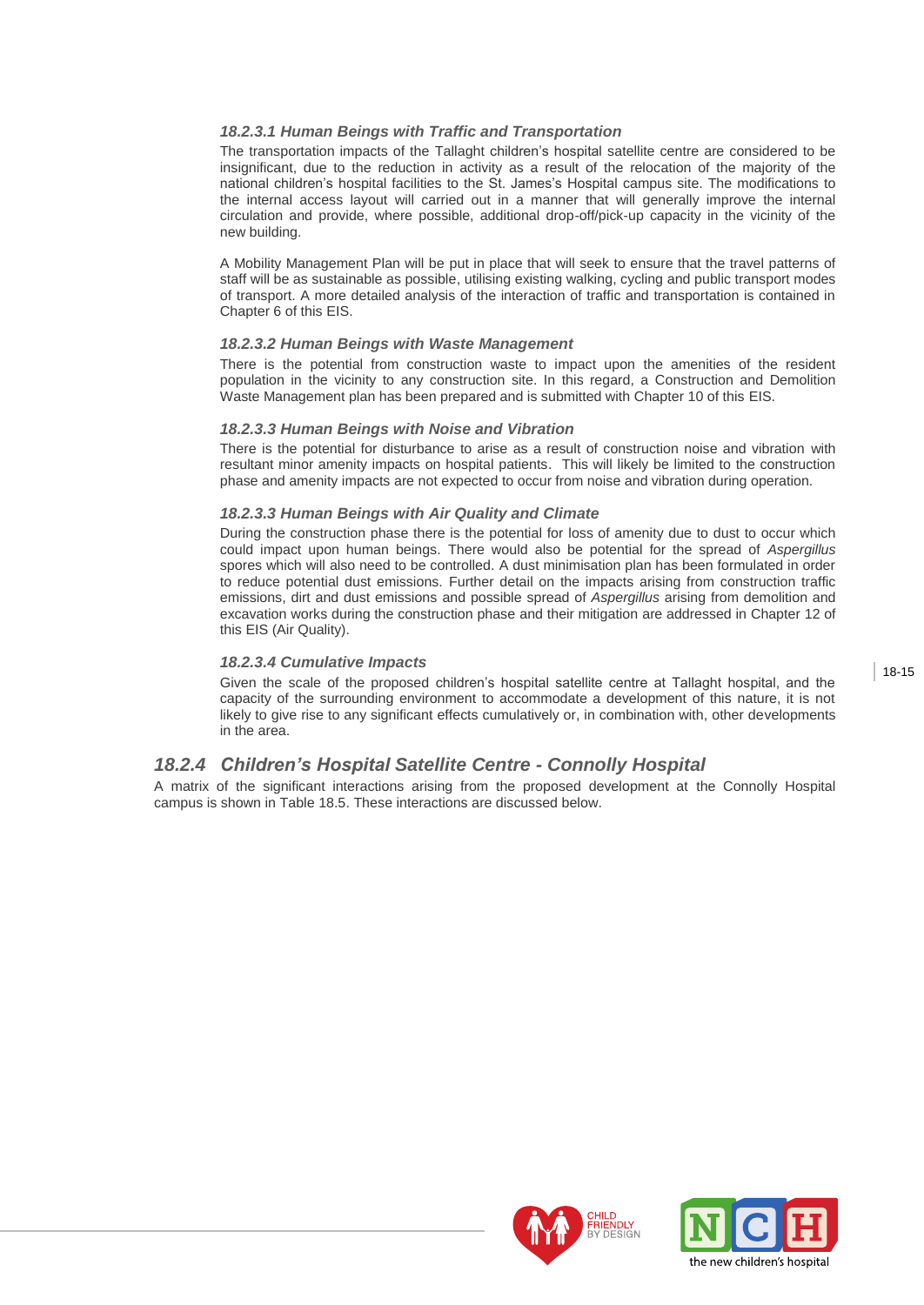#### *18.2.3.1 Human Beings with Traffic and Transportation*

The transportation impacts of the Tallaght children's hospital satellite centre are considered to be insignificant, due to the reduction in activity as a result of the relocation of the majority of the national children's hospital facilities to the St. James's Hospital campus site. The modifications to the internal access layout will carried out in a manner that will generally improve the internal circulation and provide, where possible, additional drop-off/pick-up capacity in the vicinity of the new building.

A Mobility Management Plan will be put in place that will seek to ensure that the travel patterns of staff will be as sustainable as possible, utilising existing walking, cycling and public transport modes of transport. A more detailed analysis of the interaction of traffic and transportation is contained in Chapter 6 of this EIS.

#### *18.2.3.2 Human Beings with Waste Management*

There is the potential from construction waste to impact upon the amenities of the resident population in the vicinity to any construction site. In this regard, a Construction and Demolition Waste Management plan has been prepared and is submitted with Chapter 10 of this EIS.

#### *18.2.3.3 Human Beings with Noise and Vibration*

There is the potential for disturbance to arise as a result of construction noise and vibration with resultant minor amenity impacts on hospital patients. This will likely be limited to the construction phase and amenity impacts are not expected to occur from noise and vibration during operation.

#### *18.2.3.3 Human Beings with Air Quality and Climate*

During the construction phase there is the potential for loss of amenity due to dust to occur which could impact upon human beings. There would also be potential for the spread of *Aspergillus* spores which will also need to be controlled. A dust minimisation plan has been formulated in order to reduce potential dust emissions. Further detail on the impacts arising from construction traffic emissions, dirt and dust emissions and possible spread of *Aspergillus* arising from demolition and excavation works during the construction phase and their mitigation are addressed in Chapter 12 of this EIS (Air Quality).

#### *18.2.3.4 Cumulative Impacts*

Given the scale of the proposed children's hospital satellite centre at Tallaght hospital, and the capacity of the surrounding environment to accommodate a development of this nature, it is not likely to give rise to any significant effects cumulatively or, in combination with, other developments in the area.

### *18.2.4 Children's Hospital Satellite Centre - Connolly Hospital*

A matrix of the significant interactions arising from the proposed development at the Connolly Hospital campus is shown in Table 18.5. These interactions are discussed below.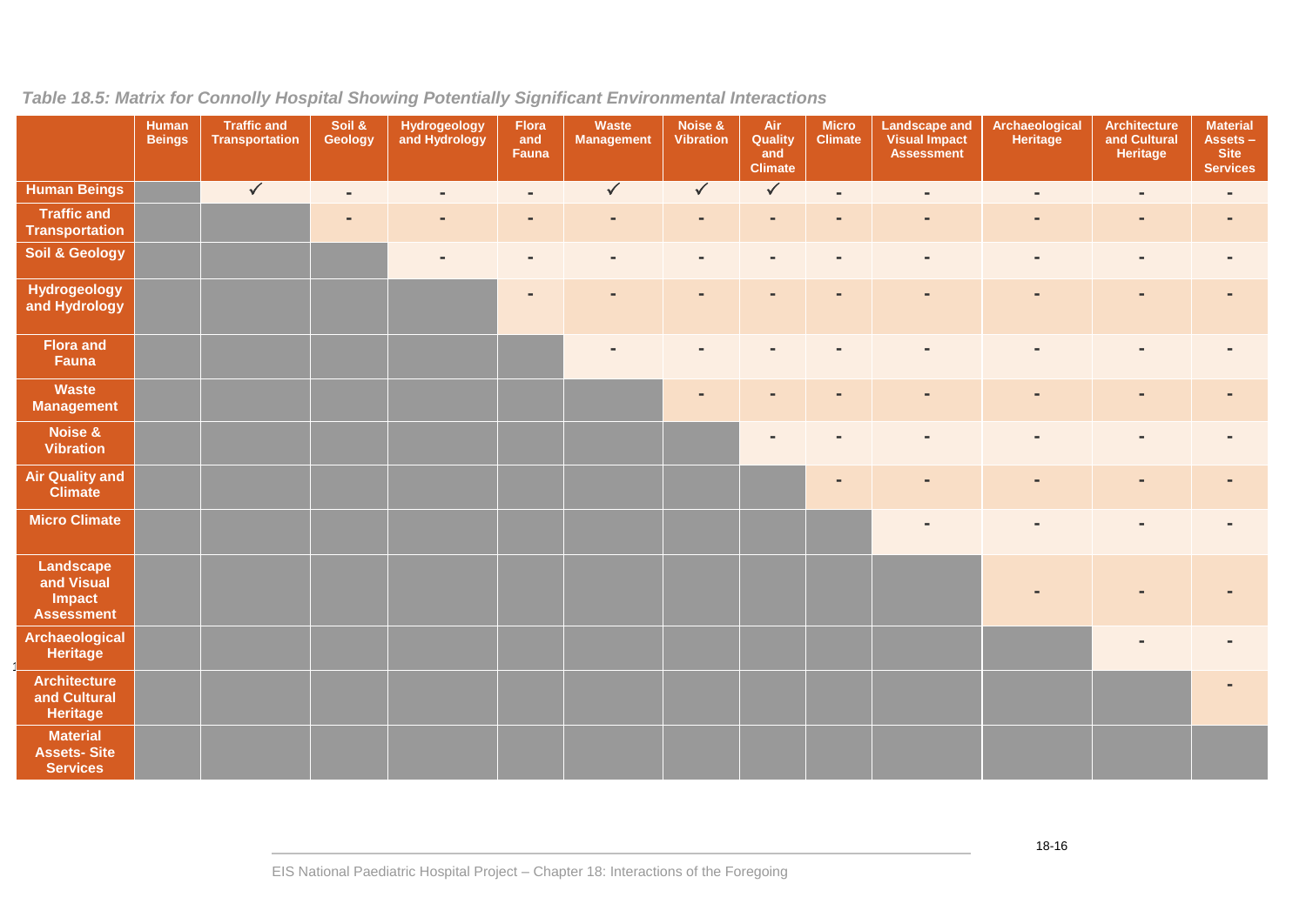*Table 18.5: Matrix for Connolly Hospital Showing Potentially Significant Environmental Interactions*

| | Human Beings | Traffic and Transportation | Soil & Geology | Hydrogeology and Hydrology | Flora and Fauna | Waste Management | Noise & Vibration | Air Quality and Climate | Micro Climate | Landscape and Visual Impact Assessment | Archaeological Heritage | Architecture and Cultural Heritage | Material Assets – Site Services |
|---|---|---|---|---|---|---|---|---|---|---|---|---|---|
| **Human Beings** | | ✓ | - | - | - | ✓ | ✓ | ✓ | - | - | - | - | - |
| **Traffic and Transportation** | | | - | - | - | - | - | - | - | - | - | - | - |
| **Soil & Geology** | | | | - | - | - | - | - | - | - | - | - | - |
| **Hydrogeology and Hydrology** | | | | | - | - | - | - | - | - | - | - | - |
| **Flora and Fauna** | | | | | | - | - | - | - | - | - | - | - |
| **Waste Management** | | | | | | | - | - | - | - | - | - | - |
| **Noise & Vibration** | | | | | | | | - | - | - | - | - | - |
| **Air Quality and Climate** | | | | | | | | | - | - | - | - | - |
| **Micro Climate** | | | | | | | | | | - | - | - | - |
| **Landscape and Visual Impact Assessment** | | | | | | | | | | | - | - | - |
| **Archaeological Heritage** | | | | | | | | | | | | - | - |
| **Architecture and Cultural Heritage** | | | | | | | | | | | | | - |
| **Material Assets- Site Services** | | | | | | | | | | | | | |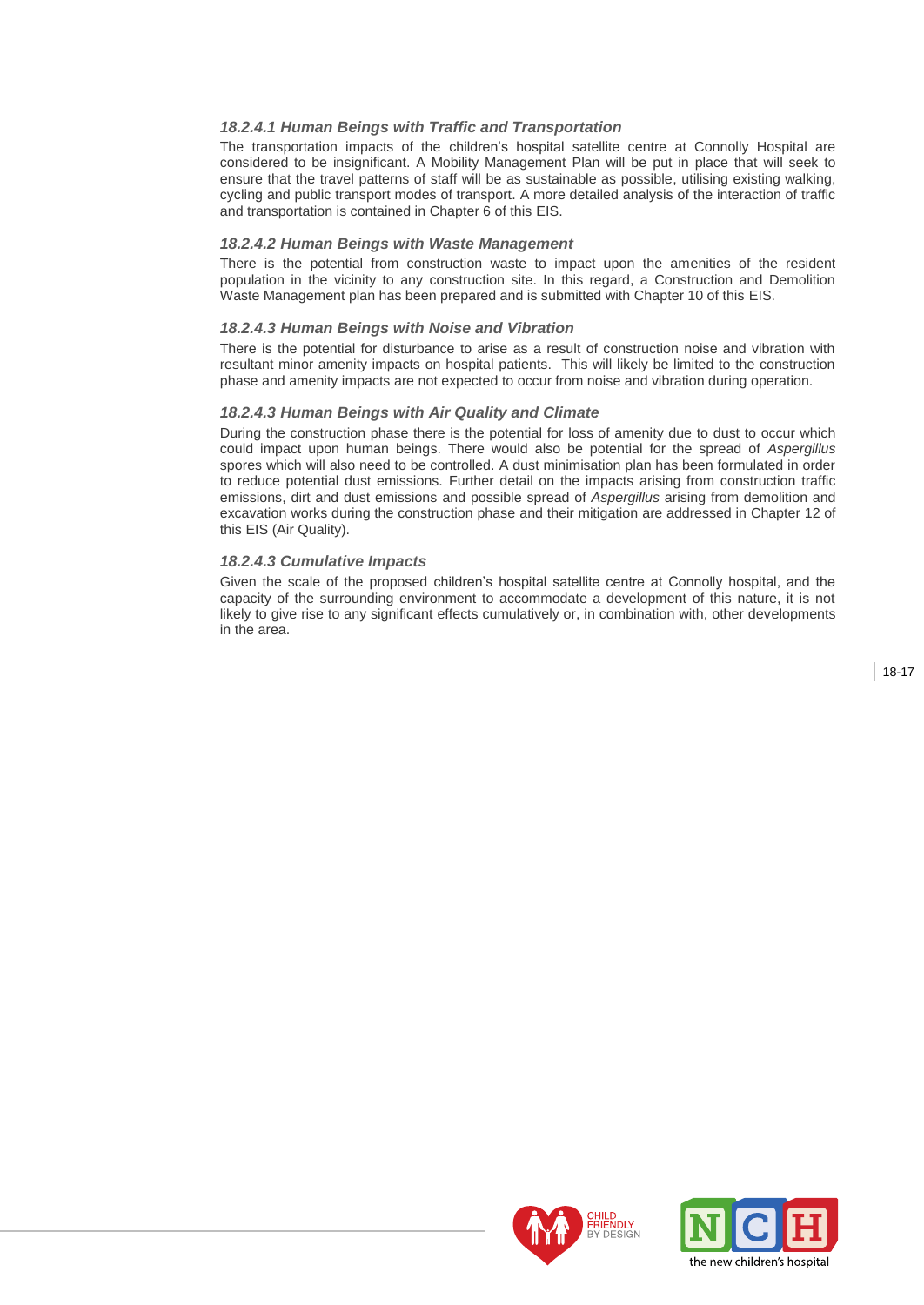#### *18.2.4.1 Human Beings with Traffic and Transportation*

The transportation impacts of the children's hospital satellite centre at Connolly Hospital are considered to be insignificant. A Mobility Management Plan will be put in place that will seek to ensure that the travel patterns of staff will be as sustainable as possible, utilising existing walking, cycling and public transport modes of transport. A more detailed analysis of the interaction of traffic and transportation is contained in Chapter 6 of this EIS.

#### *18.2.4.2 Human Beings with Waste Management*

There is the potential from construction waste to impact upon the amenities of the resident population in the vicinity to any construction site. In this regard, a Construction and Demolition Waste Management plan has been prepared and is submitted with Chapter 10 of this EIS.

#### *18.2.4.3 Human Beings with Noise and Vibration*

There is the potential for disturbance to arise as a result of construction noise and vibration with resultant minor amenity impacts on hospital patients. This will likely be limited to the construction phase and amenity impacts are not expected to occur from noise and vibration during operation.

#### *18.2.4.3 Human Beings with Air Quality and Climate*

During the construction phase there is the potential for loss of amenity due to dust to occur which could impact upon human beings. There would also be potential for the spread of *Aspergillus* spores which will also need to be controlled. A dust minimisation plan has been formulated in order to reduce potential dust emissions. Further detail on the impacts arising from construction traffic emissions, dirt and dust emissions and possible spread of *Aspergillus* arising from demolition and excavation works during the construction phase and their mitigation are addressed in Chapter 12 of this EIS (Air Quality).

#### *18.2.4.3 Cumulative Impacts*

Given the scale of the proposed children's hospital satellite centre at Connolly hospital, and the capacity of the surrounding environment to accommodate a development of this nature, it is not likely to give rise to any significant effects cumulatively or, in combination with, other developments in the area.